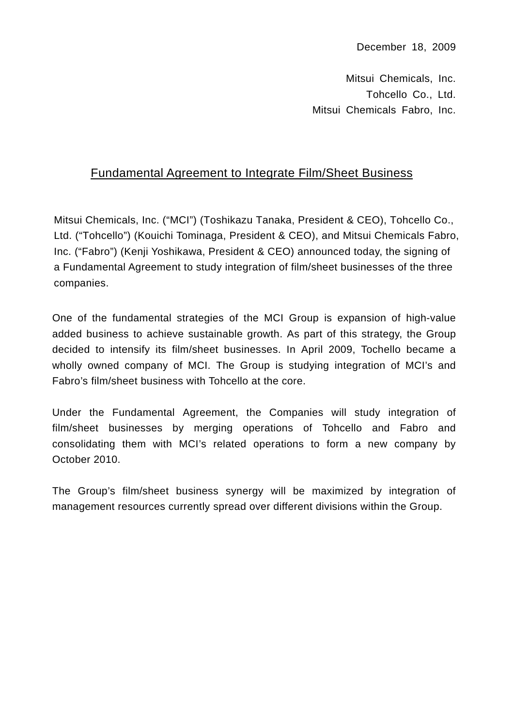December 18, 2009

Mitsui Chemicals, Inc.  
Tohcello Co., Ltd.  
Mitsui Chemicals Fabro, Inc.

# Fundamental Agreement to Integrate Film/Sheet Business

Mitsui Chemicals, Inc. ("MCI") (Toshikazu Tanaka, President & CEO), Tohcello Co., Ltd. ("Tohcello") (Kouichi Tominaga, President & CEO), and Mitsui Chemicals Fabro, Inc. ("Fabro") (Kenji Yoshikawa, President & CEO) announced today, the signing of a Fundamental Agreement to study integration of film/sheet businesses of the three companies.

One of the fundamental strategies of the MCI Group is expansion of high-value added business to achieve sustainable growth. As part of this strategy, the Group decided to intensify its film/sheet businesses. In April 2009, Tochello became a wholly owned company of MCI. The Group is studying integration of MCI's and Fabro's film/sheet business with Tohcello at the core.

Under the Fundamental Agreement, the Companies will study integration of film/sheet businesses by merging operations of Tohcello and Fabro and consolidating them with MCI's related operations to form a new company by October 2010.

The Group's film/sheet business synergy will be maximized by integration of management resources currently spread over different divisions within the Group.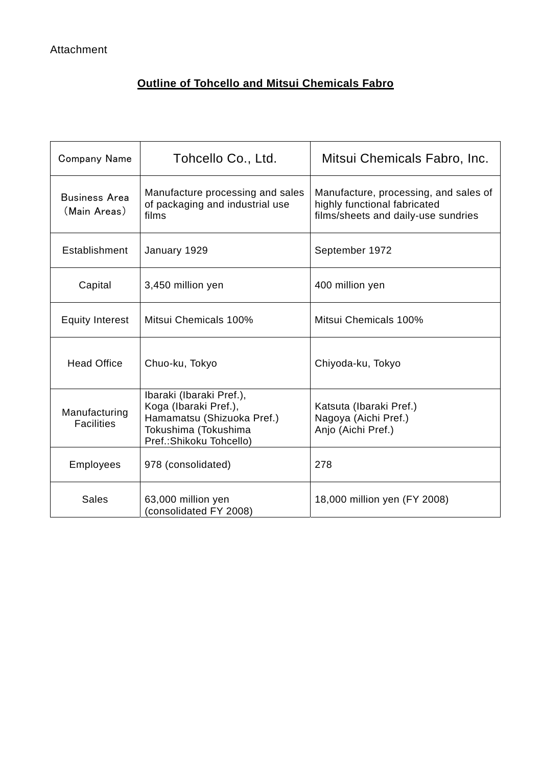Attachment

## **Outline of Tohcello and Mitsui Chemicals Fabro**

| Company Name | Tohcello Co., Ltd. | Mitsui Chemicals Fabro, Inc. |
|---|---|---|
| Business Area (Main Areas) | Manufacture processing and sales of packaging and industrial use films | Manufacture, processing, and sales of highly functional fabricated films/sheets and daily-use sundries |
| Establishment | January 1929 | September 1972 |
| Capital | 3,450 million yen | 400 million yen |
| Equity Interest | Mitsui Chemicals 100% | Mitsui Chemicals 100% |
| Head Office | Chuo-ku, Tokyo | Chiyoda-ku, Tokyo |
| Manufacturing Facilities | Ibaraki (Ibaraki Pref.), Koga (Ibaraki Pref.), Hamamatsu (Shizuoka Pref.) Tokushima (Tokushima Pref.:Shikoku Tohcello) | Katsuta (Ibaraki Pref.) Nagoya (Aichi Pref.) Anjo (Aichi Pref.) |
| Employees | 978 (consolidated) | 278 |
| Sales | 63,000 million yen (consolidated FY 2008) | 18,000 million yen (FY 2008) |